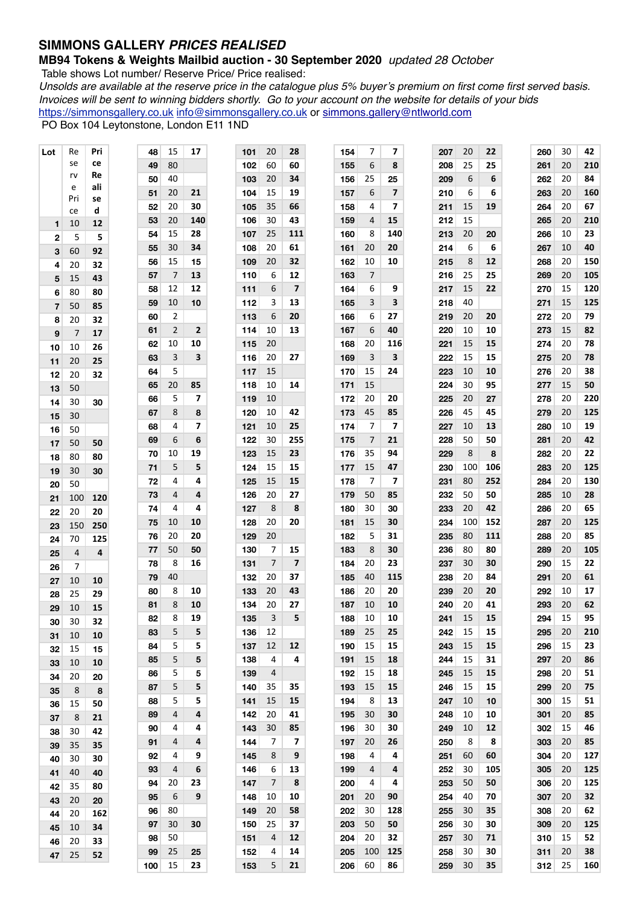## SIMMONS GALLERY *PRICES REALISED*

**MB94 Tokens & Weights Mailbid auction - 30 September 2020** *updated 28 October*

Table shows Lot number/ Reserve Price/ Price realised:

*Unsolds are available at the reserve price in the catalogue plus 5% buyer's premium on first come first served basis. Invoices will be sent to winning bidders shortly. Go to your account on the website for details of your bids*

https://simmonsgallery.co.uk info@simmonsgallery.co.uk or simmons.gallery@ntlworld.com

PO Box 104 Leytonstone, London E11 1ND

| Lot | Reserve Price | Price Realised |
|---|---|---|
| 1 | 10 | 12 |
| 2 | 5 | 5 |
| 3 | 60 | 92 |
| 4 | 20 | 32 |
| 5 | 15 | 43 |
| 6 | 80 | 80 |
| 7 | 50 | 85 |
| 8 | 20 | 32 |
| 9 | 7 | 17 |
| 10 | 10 | 26 |
| 11 | 20 | 25 |
| 12 | 20 | 32 |
| 13 | 50 | |
| 14 | 30 | 30 |
| 15 | 30 | |
| 16 | 50 | |
| 17 | 50 | 50 |
| 18 | 80 | 80 |
| 19 | 30 | 30 |
| 20 | 50 | |
| 21 | 100 | 120 |
| 22 | 20 | 20 |
| 23 | 150 | 250 |
| 24 | 70 | 125 |
| 25 | 4 | 4 |
| 26 | 7 | |
| 27 | 10 | 10 |
| 28 | 25 | 29 |
| 29 | 10 | 15 |
| 30 | 30 | 32 |
| 31 | 10 | 10 |
| 32 | 15 | 15 |
| 33 | 10 | 10 |
| 34 | 20 | 20 |
| 35 | 8 | 8 |
| 36 | 15 | 50 |
| 37 | 8 | 21 |
| 38 | 30 | 42 |
| 39 | 35 | 35 |
| 40 | 30 | 30 |
| 41 | 40 | 40 |
| 42 | 35 | 80 |
| 43 | 20 | 20 |
| 44 | 20 | 162 |
| 45 | 10 | 34 |
| 46 | 20 | 33 |
| 47 | 25 | 52 |
| 48 | 15 | 17 |
| 49 | 80 | |
| 50 | 40 | |
| 51 | 20 | 21 |
| 52 | 20 | 30 |
| 53 | 20 | 140 |
| 54 | 15 | 28 |
| 55 | 30 | 34 |
| 56 | 15 | 15 |
| 57 | 7 | 13 |
| 58 | 12 | 12 |
| 59 | 10 | 10 |
| 60 | 2 | |
| 61 | 2 | 2 |
| 62 | 10 | 10 |
| 63 | 3 | 3 |
| 64 | 5 | |
| 65 | 20 | 85 |
| 66 | 5 | 7 |
| 67 | 8 | 8 |
| 68 | 4 | 7 |
| 69 | 6 | 6 |
| 70 | 10 | 19 |
| 71 | 5 | 5 |
| 72 | 4 | 4 |
| 73 | 4 | 4 |
| 74 | 4 | 4 |
| 75 | 10 | 10 |
| 76 | 20 | 20 |
| 77 | 50 | 50 |
| 78 | 8 | 16 |
| 79 | 40 | |
| 80 | 8 | 10 |
| 81 | 8 | 10 |
| 82 | 8 | 19 |
| 83 | 5 | 5 |
| 84 | 5 | 5 |
| 85 | 5 | 5 |
| 86 | 5 | 5 |
| 87 | 5 | 5 |
| 88 | 5 | 5 |
| 89 | 4 | 4 |
| 90 | 4 | 4 |
| 91 | 4 | 4 |
| 92 | 4 | 9 |
| 93 | 4 | 6 |
| 94 | 20 | 23 |
| 95 | 6 | 9 |
| 96 | 80 | |
| 97 | 30 | 30 |
| 98 | 50 | |
| 99 | 25 | 25 |
| 100 | 15 | 23 |
| 101 | 20 | 28 |
| 102 | 60 | 60 |
| 103 | 20 | 34 |
| 104 | 15 | 19 |
| 105 | 35 | 66 |
| 106 | 30 | 43 |
| 107 | 25 | 111 |
| 108 | 20 | 61 |
| 109 | 20 | 32 |
| 110 | 6 | 12 |
| 111 | 6 | 7 |
| 112 | 3 | 13 |
| 113 | 6 | 20 |
| 114 | 10 | 13 |
| 115 | 20 | |
| 116 | 20 | 27 |
| 117 | 15 | |
| 118 | 10 | 14 |
| 119 | 10 | |
| 120 | 10 | 42 |
| 121 | 10 | 25 |
| 122 | 30 | 255 |
| 123 | 15 | 23 |
| 124 | 15 | 15 |
| 125 | 15 | 15 |
| 126 | 20 | 27 |
| 127 | 8 | 8 |
| 128 | 20 | 20 |
| 129 | 20 | |
| 130 | 7 | 15 |
| 131 | 7 | 7 |
| 132 | 20 | 37 |
| 133 | 20 | 43 |
| 134 | 20 | 27 |
| 135 | 3 | 5 |
| 136 | 12 | |
| 137 | 12 | 12 |
| 138 | 4 | 4 |
| 139 | 4 | |
| 140 | 35 | 35 |
| 141 | 15 | 15 |
| 142 | 20 | 41 |
| 143 | 30 | 85 |
| 144 | 7 | 7 |
| 145 | 8 | 9 |
| 146 | 6 | 13 |
| 147 | 7 | 8 |
| 148 | 10 | 10 |
| 149 | 20 | 58 |
| 150 | 25 | 37 |
| 151 | 4 | 12 |
| 152 | 4 | 14 |
| 153 | 5 | 21 |
| 154 | 7 | 7 |
| 155 | 6 | 8 |
| 156 | 25 | 25 |
| 157 | 6 | 7 |
| 158 | 4 | 7 |
| 159 | 4 | 15 |
| 160 | 8 | 140 |
| 161 | 20 | 20 |
| 162 | 10 | 10 |
| 163 | 7 | |
| 164 | 6 | 9 |
| 165 | 3 | 3 |
| 166 | 6 | 27 |
| 167 | 6 | 40 |
| 168 | 20 | 116 |
| 169 | 3 | 3 |
| 170 | 15 | 24 |
| 171 | 15 | |
| 172 | 20 | 20 |
| 173 | 45 | 85 |
| 174 | 7 | 7 |
| 175 | 7 | 21 |
| 176 | 35 | 94 |
| 177 | 15 | 47 |
| 178 | 7 | 7 |
| 179 | 50 | 85 |
| 180 | 30 | 30 |
| 181 | 15 | 30 |
| 182 | 5 | 31 |
| 183 | 8 | 30 |
| 184 | 20 | 23 |
| 185 | 40 | 115 |
| 186 | 20 | 20 |
| 187 | 10 | 10 |
| 188 | 10 | 10 |
| 189 | 25 | 25 |
| 190 | 15 | 15 |
| 191 | 15 | 18 |
| 192 | 15 | 18 |
| 193 | 15 | 15 |
| 194 | 8 | 13 |
| 195 | 30 | 30 |
| 196 | 30 | 30 |
| 197 | 20 | 26 |
| 198 | 4 | 4 |
| 199 | 4 | 4 |
| 200 | 4 | 4 |
| 201 | 20 | 90 |
| 202 | 30 | 128 |
| 203 | 50 | 50 |
| 204 | 20 | 32 |
| 205 | 100 | 125 |
| 206 | 60 | 86 |
| 207 | 20 | 22 |
| 208 | 25 | 25 |
| 209 | 6 | 6 |
| 210 | 6 | 6 |
| 211 | 15 | 19 |
| 212 | 15 | |
| 213 | 20 | 20 |
| 214 | 6 | 6 |
| 215 | 8 | 12 |
| 216 | 25 | 25 |
| 217 | 15 | 22 |
| 218 | 40 | |
| 219 | 20 | 20 |
| 220 | 10 | 10 |
| 221 | 15 | 15 |
| 222 | 15 | 15 |
| 223 | 10 | 10 |
| 224 | 30 | 95 |
| 225 | 20 | 27 |
| 226 | 45 | 45 |
| 227 | 10 | 13 |
| 228 | 50 | 50 |
| 229 | 8 | 8 |
| 230 | 100 | 106 |
| 231 | 80 | 252 |
| 232 | 50 | 50 |
| 233 | 20 | 42 |
| 234 | 100 | 152 |
| 235 | 80 | 111 |
| 236 | 80 | 80 |
| 237 | 30 | 30 |
| 238 | 20 | 84 |
| 239 | 20 | 20 |
| 240 | 20 | 41 |
| 241 | 15 | 15 |
| 242 | 15 | 15 |
| 243 | 15 | 15 |
| 244 | 15 | 31 |
| 245 | 15 | 15 |
| 246 | 15 | 15 |
| 247 | 10 | 10 |
| 248 | 10 | 10 |
| 249 | 10 | 12 |
| 250 | 8 | 8 |
| 251 | 60 | 60 |
| 252 | 30 | 105 |
| 253 | 50 | 50 |
| 254 | 40 | 70 |
| 255 | 30 | 35 |
| 256 | 30 | 30 |
| 257 | 30 | 71 |
| 258 | 30 | 30 |
| 259 | 30 | 35 |
| 260 | 30 | 42 |
| 261 | 20 | 210 |
| 262 | 20 | 84 |
| 263 | 20 | 160 |
| 264 | 20 | 67 |
| 265 | 20 | 210 |
| 266 | 10 | 23 |
| 267 | 10 | 40 |
| 268 | 20 | 150 |
| 269 | 20 | 105 |
| 270 | 15 | 120 |
| 271 | 15 | 125 |
| 272 | 20 | 79 |
| 273 | 15 | 82 |
| 274 | 20 | 78 |
| 275 | 20 | 78 |
| 276 | 20 | 38 |
| 277 | 15 | 50 |
| 278 | 20 | 220 |
| 279 | 20 | 125 |
| 280 | 10 | 19 |
| 281 | 20 | 42 |
| 282 | 20 | 22 |
| 283 | 20 | 125 |
| 284 | 20 | 130 |
| 285 | 10 | 28 |
| 286 | 20 | 65 |
| 287 | 20 | 125 |
| 288 | 20 | 85 |
| 289 | 20 | 105 |
| 290 | 15 | 22 |
| 291 | 20 | 61 |
| 292 | 10 | 17 |
| 293 | 20 | 62 |
| 294 | 15 | 95 |
| 295 | 20 | 210 |
| 296 | 15 | 23 |
| 297 | 20 | 86 |
| 298 | 20 | 51 |
| 299 | 20 | 75 |
| 300 | 15 | 51 |
| 301 | 20 | 85 |
| 302 | 15 | 46 |
| 303 | 20 | 85 |
| 304 | 20 | 127 |
| 305 | 20 | 125 |
| 306 | 20 | 125 |
| 307 | 20 | 32 |
| 308 | 20 | 62 |
| 309 | 20 | 125 |
| 310 | 15 | 52 |
| 311 | 20 | 38 |
| 312 | 25 | 160 |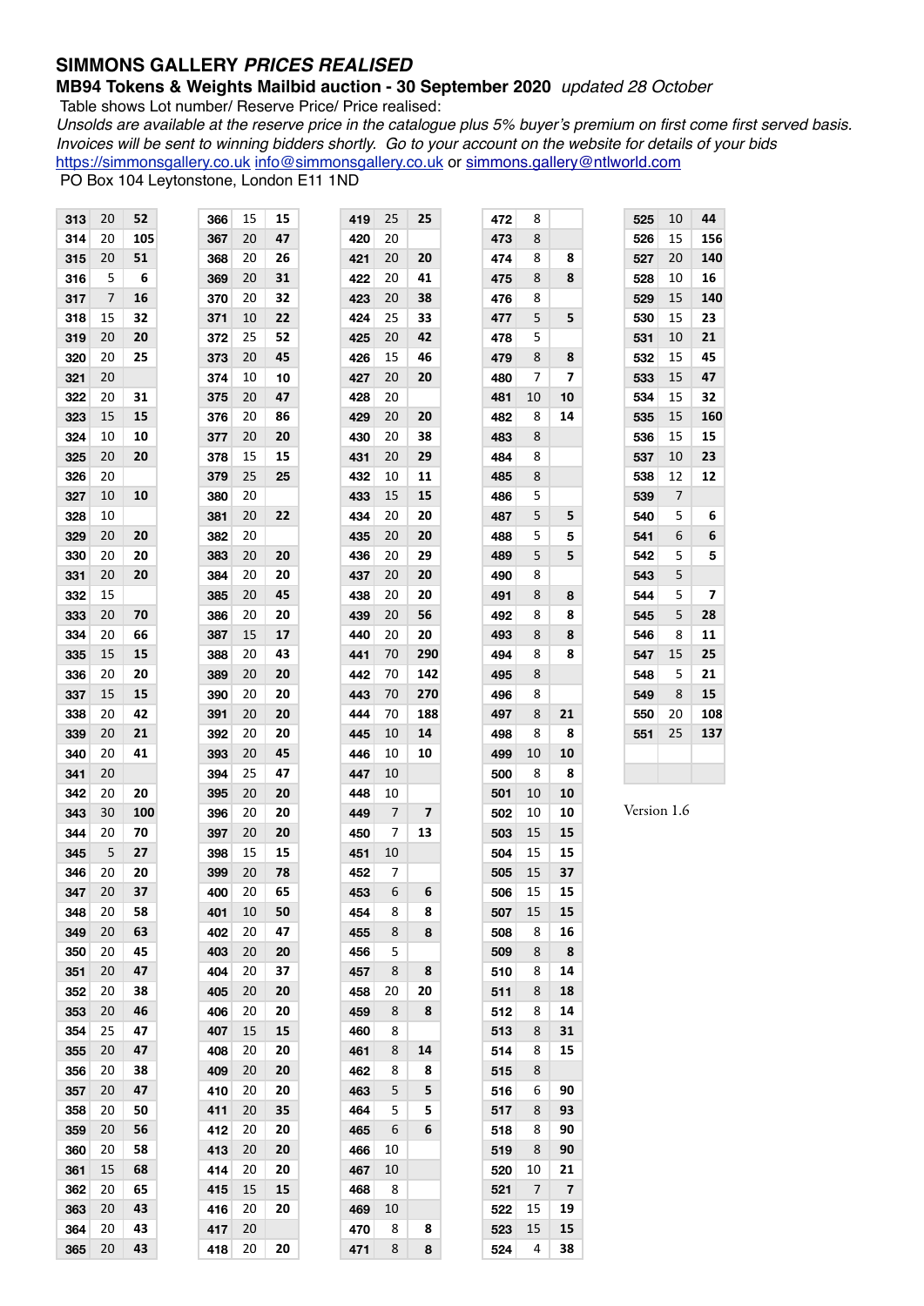# SIMMONS GALLERY *PRICES REALISED*

**MB94 Tokens & Weights Mailbid auction - 30 September 2020** *updated 28 October*

Table shows Lot number/ Reserve Price/ Price realised:

*Unsolds are available at the reserve price in the catalogue plus 5% buyer's premium on first come first served basis. Invoices will be sent to winning bidders shortly. Go to your account on the website for details of your bids*

https://simmonsgallery.co.uk info@simmonsgallery.co.uk or simmons.gallery@ntlworld.com

PO Box 104 Leytonstone, London E11 1ND

| | | |
|---|---|---|
| 313 | 20 | 52 |
| 314 | 20 | 105 |
| 315 | 20 | 51 |
| 316 | 5 | 6 |
| 317 | 7 | 16 |
| 318 | 15 | 32 |
| 319 | 20 | 20 |
| 320 | 20 | 25 |
| 321 | 20 | |
| 322 | 20 | 31 |
| 323 | 15 | 15 |
| 324 | 10 | 10 |
| 325 | 20 | 20 |
| 326 | 20 | |
| 327 | 10 | 10 |
| 328 | 10 | |
| 329 | 20 | 20 |
| 330 | 20 | 20 |
| 331 | 20 | 20 |
| 332 | 15 | |
| 333 | 20 | 70 |
| 334 | 20 | 66 |
| 335 | 15 | 15 |
| 336 | 20 | 20 |
| 337 | 15 | 15 |
| 338 | 20 | 42 |
| 339 | 20 | 21 |
| 340 | 20 | 41 |
| 341 | 20 | |
| 342 | 20 | 20 |
| 343 | 30 | 100 |
| 344 | 20 | 70 |
| 345 | 5 | 27 |
| 346 | 20 | 20 |
| 347 | 20 | 37 |
| 348 | 20 | 58 |
| 349 | 20 | 63 |
| 350 | 20 | 45 |
| 351 | 20 | 47 |
| 352 | 20 | 38 |
| 353 | 20 | 46 |
| 354 | 25 | 47 |
| 355 | 20 | 47 |
| 356 | 20 | 38 |
| 357 | 20 | 47 |
| 358 | 20 | 50 |
| 359 | 20 | 56 |
| 360 | 20 | 58 |
| 361 | 15 | 68 |
| 362 | 20 | 65 |
| 363 | 20 | 43 |
| 364 | 20 | 43 |
| 365 | 20 | 43 |
| 366 | 15 | 15 |
| 367 | 20 | 47 |
| 368 | 20 | 26 |
| 369 | 20 | 31 |
| 370 | 20 | 32 |
| 371 | 10 | 22 |
| 372 | 25 | 52 |
| 373 | 20 | 45 |
| 374 | 10 | 10 |
| 375 | 20 | 47 |
| 376 | 20 | 86 |
| 377 | 20 | 20 |
| 378 | 15 | 15 |
| 379 | 25 | 25 |
| 380 | 20 | |
| 381 | 20 | 22 |
| 382 | 20 | |
| 383 | 20 | 20 |
| 384 | 20 | 20 |
| 385 | 20 | 45 |
| 386 | 20 | 20 |
| 387 | 15 | 17 |
| 388 | 20 | 43 |
| 389 | 20 | 20 |
| 390 | 20 | 20 |
| 391 | 20 | 20 |
| 392 | 20 | 20 |
| 393 | 20 | 45 |
| 394 | 25 | 47 |
| 395 | 20 | 20 |
| 396 | 20 | 20 |
| 397 | 20 | 20 |
| 398 | 15 | 15 |
| 399 | 20 | 78 |
| 400 | 20 | 65 |
| 401 | 10 | 50 |
| 402 | 20 | 47 |
| 403 | 20 | 20 |
| 404 | 20 | 37 |
| 405 | 20 | 20 |
| 406 | 20 | 20 |
| 407 | 15 | 15 |
| 408 | 20 | 20 |
| 409 | 20 | 20 |
| 410 | 20 | 20 |
| 411 | 20 | 35 |
| 412 | 20 | 20 |
| 413 | 20 | 20 |
| 414 | 20 | 20 |
| 415 | 15 | 15 |
| 416 | 20 | 20 |
| 417 | 20 | |
| 418 | 20 | 20 |
| 419 | 25 | 25 |
| 420 | 20 | |
| 421 | 20 | 20 |
| 422 | 20 | 41 |
| 423 | 20 | 38 |
| 424 | 25 | 33 |
| 425 | 20 | 42 |
| 426 | 15 | 46 |
| 427 | 20 | 20 |
| 428 | 20 | |
| 429 | 20 | 20 |
| 430 | 20 | 38 |
| 431 | 20 | 29 |
| 432 | 10 | 11 |
| 433 | 15 | 15 |
| 434 | 20 | 20 |
| 435 | 20 | 20 |
| 436 | 20 | 29 |
| 437 | 20 | 20 |
| 438 | 20 | 20 |
| 439 | 20 | 56 |
| 440 | 20 | 20 |
| 441 | 70 | 290 |
| 442 | 70 | 142 |
| 443 | 70 | 270 |
| 444 | 70 | 188 |
| 445 | 10 | 14 |
| 446 | 10 | 10 |
| 447 | 10 | |
| 448 | 10 | |
| 449 | 7 | 7 |
| 450 | 7 | 13 |
| 451 | 10 | |
| 452 | 7 | |
| 453 | 6 | 6 |
| 454 | 8 | 8 |
| 455 | 8 | 8 |
| 456 | 5 | |
| 457 | 8 | 8 |
| 458 | 20 | 20 |
| 459 | 8 | 8 |
| 460 | 8 | |
| 461 | 8 | 14 |
| 462 | 8 | 8 |
| 463 | 5 | 5 |
| 464 | 5 | 5 |
| 465 | 6 | 6 |
| 466 | 10 | |
| 467 | 10 | |
| 468 | 8 | |
| 469 | 10 | |
| 470 | 8 | 8 |
| 471 | 8 | 8 |
| 472 | 8 | |
| 473 | 8 | |
| 474 | 8 | 8 |
| 475 | 8 | 8 |
| 476 | 8 | |
| 477 | 5 | 5 |
| 478 | 5 | |
| 479 | 8 | 8 |
| 480 | 7 | 7 |
| 481 | 10 | 10 |
| 482 | 8 | 14 |
| 483 | 8 | |
| 484 | 8 | |
| 485 | 8 | |
| 486 | 5 | |
| 487 | 5 | 5 |
| 488 | 5 | 5 |
| 489 | 5 | 5 |
| 490 | 8 | |
| 491 | 8 | 8 |
| 492 | 8 | 8 |
| 493 | 8 | 8 |
| 494 | 8 | 8 |
| 495 | 8 | |
| 496 | 8 | |
| 497 | 8 | 21 |
| 498 | 8 | 8 |
| 499 | 10 | 10 |
| 500 | 8 | 8 |
| 501 | 10 | 10 |
| 502 | 10 | 10 |
| 503 | 15 | 15 |
| 504 | 15 | 15 |
| 505 | 15 | 37 |
| 506 | 15 | 15 |
| 507 | 15 | 15 |
| 508 | 8 | 16 |
| 509 | 8 | 8 |
| 510 | 8 | 14 |
| 511 | 8 | 18 |
| 512 | 8 | 14 |
| 513 | 8 | 31 |
| 514 | 8 | 15 |
| 515 | 8 | |
| 516 | 6 | 90 |
| 517 | 8 | 93 |
| 518 | 8 | 90 |
| 519 | 8 | 90 |
| 520 | 10 | 21 |
| 521 | 7 | 7 |
| 522 | 15 | 19 |
| 523 | 15 | 15 |
| 524 | 4 | 38 |
| 525 | 10 | 44 |
| 526 | 15 | 156 |
| 527 | 20 | 140 |
| 528 | 10 | 16 |
| 529 | 15 | 140 |
| 530 | 15 | 23 |
| 531 | 10 | 21 |
| 532 | 15 | 45 |
| 533 | 15 | 47 |
| 534 | 15 | 32 |
| 535 | 15 | 160 |
| 536 | 15 | 15 |
| 537 | 10 | 23 |
| 538 | 12 | 12 |
| 539 | 7 | |
| 540 | 5 | 6 |
| 541 | 6 | 6 |
| 542 | 5 | 5 |
| 543 | 5 | |
| 544 | 5 | 7 |
| 545 | 5 | 28 |
| 546 | 8 | 11 |
| 547 | 15 | 25 |
| 548 | 5 | 21 |
| 549 | 8 | 15 |
| 550 | 20 | 108 |
| 551 | 25 | 137 |

Version 1.6